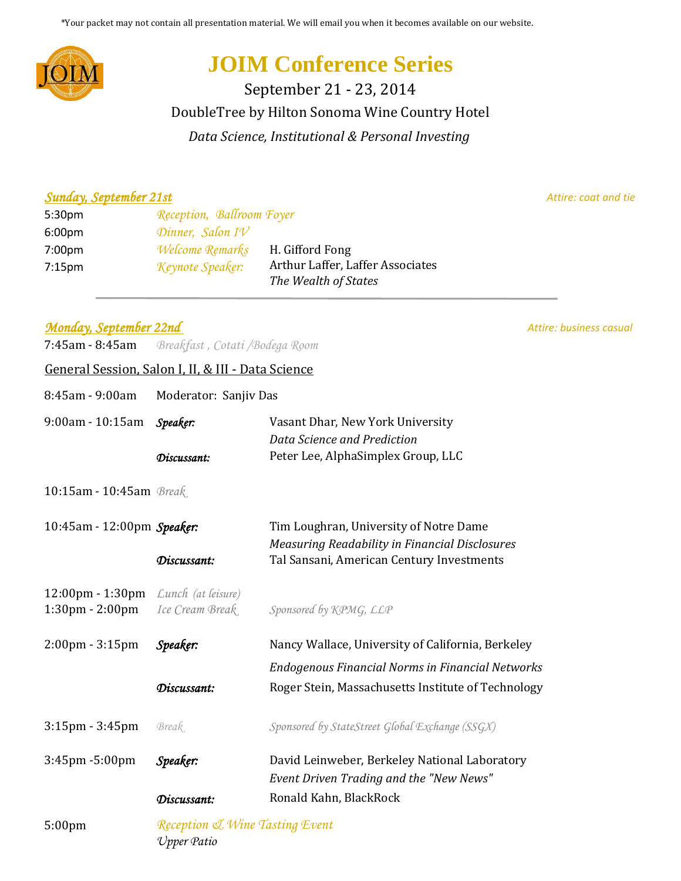*Your packet may not contain all presentation material. We will email you when it becomes available on our website.

# JOIM Conference Series

September 21 - 23, 2014

DoubleTree by Hilton Sonoma Wine Country Hotel

*Data Science, Institutional & Personal Investing*

## *Sunday, September 21st*

*Attire: coat and tie*

| | | |
|---|---|---|
| 5:30pm | *Reception, Ballroom Foyer* | |
| 6:00pm | *Dinner, Salon IV* | |
| 7:00pm | *Welcome Remarks* | H. Gifford Fong |
| 7:15pm | *Keynote Speaker:* | Arthur Laffer, Laffer Associates<br>*The Wealth of States* |

---

## *Monday, September 22nd*

*Attire: business casual*

7:45am - 8:45am *Breakfast , Cotati /Bodega Room*

General Session, Salon I, II, & III - Data Science

| | | |
|---|---|---|
| 8:45am - 9:00am | Moderator: Sanjiv Das | |
| 9:00am - 10:15am | *Speaker:* | Vasant Dhar, New York University<br>*Data Science and Prediction* |
| | *Discussant:* | Peter Lee, AlphaSimplex Group, LLC |
| 10:15am - 10:45am | *Break* | |
| 10:45am - 12:00pm | *Speaker:* | Tim Loughran, University of Notre Dame<br>*Measuring Readability in Financial Disclosures* |
| | *Discussant:* | Tal Sansani, American Century Investments |
| 12:00pm - 1:30pm | *Lunch (at leisure)* | |
| 1:30pm - 2:00pm | *Ice Cream Break* | *Sponsored by KPMG, LLP* |
| 2:00pm - 3:15pm | *Speaker:* | Nancy Wallace, University of California, Berkeley<br>*Endogenous Financial Norms in Financial Networks* |
| | *Discussant:* | Roger Stein, Massachusetts Institute of Technology |
| 3:15pm - 3:45pm | *Break* | *Sponsored by StateStreet Global Exchange (SSGX)* |
| 3:45pm -5:00pm | *Speaker:* | David Leinweber, Berkeley National Laboratory<br>*Event Driven Trading and the "New News"* |
| | *Discussant:* | Ronald Kahn, BlackRock |
| 5:00pm | *Reception & Wine Tasting Event*<br>*Upper Patio* | |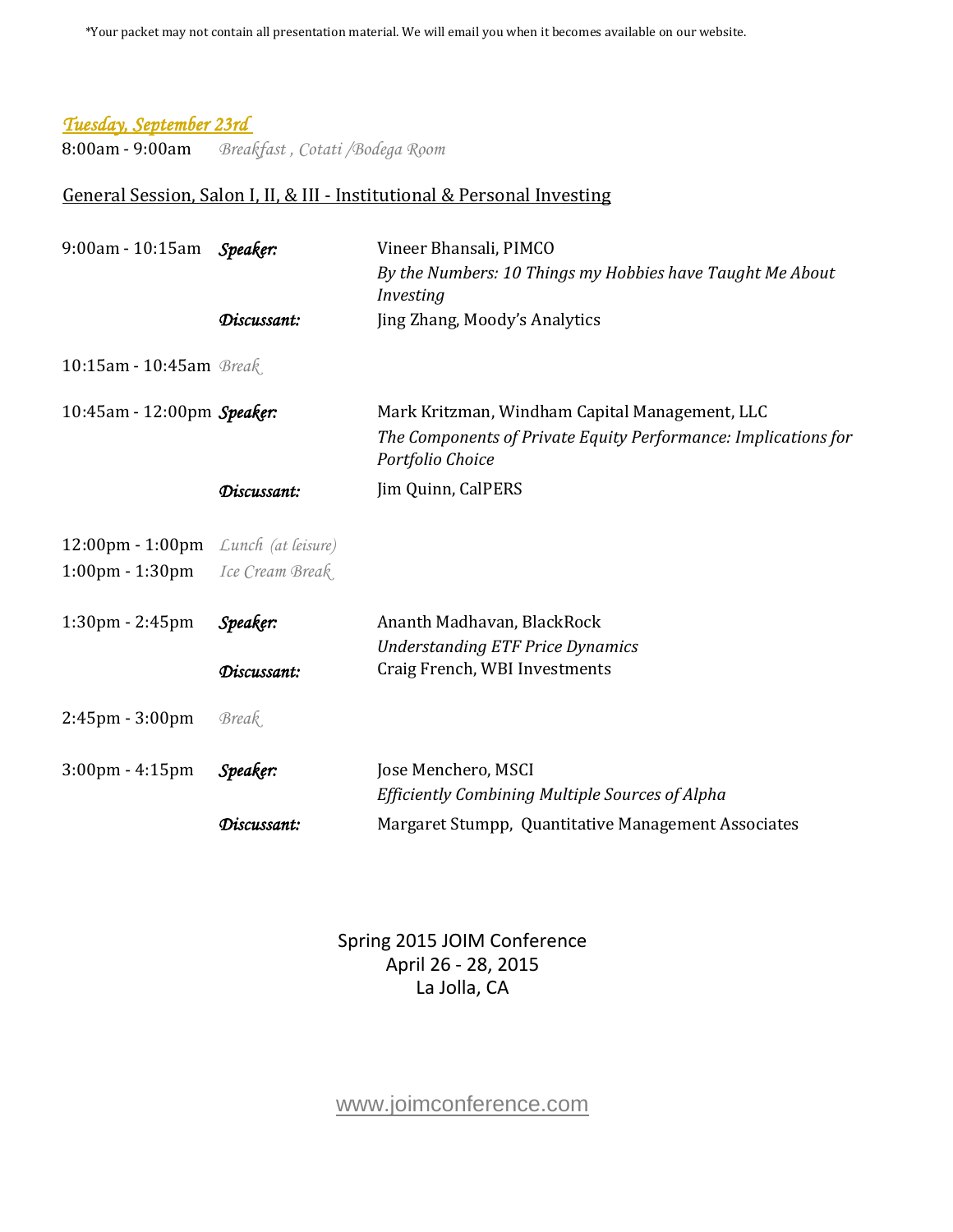*Your packet may not contain all presentation material. We will email you when it becomes available on our website.

## *Tuesday, September 23rd*

8:00am - 9:00am *Breakfast , Cotati /Bodega Room*

### General Session, Salon I, II, & III - Institutional & Personal Investing

| | | |
|---|---|---|
| 9:00am - 10:15am | ***Speaker:*** | Vineer Bhansali, PIMCO<br>*By the Numbers: 10 Things my Hobbies have Taught Me About Investing* |
| | ***Discussant:*** | Jing Zhang, Moody's Analytics |
| 10:15am - 10:45am | *Break* | |
| 10:45am - 12:00pm | ***Speaker:*** | Mark Kritzman, Windham Capital Management, LLC<br>*The Components of Private Equity Performance: Implications for Portfolio Choice* |
| | ***Discussant:*** | Jim Quinn, CalPERS |
| 12:00pm - 1:00pm | *Lunch (at leisure)* | |
| 1:00pm - 1:30pm | *Ice Cream Break* | |
| 1:30pm - 2:45pm | ***Speaker:*** | Ananth Madhavan, BlackRock<br>*Understanding ETF Price Dynamics* |
| | ***Discussant:*** | Craig French, WBI Investments |
| 2:45pm - 3:00pm | *Break* | |
| 3:00pm - 4:15pm | ***Speaker:*** | Jose Menchero, MSCI<br>*Efficiently Combining Multiple Sources of Alpha* |
| | ***Discussant:*** | Margaret Stumpp, Quantitative Management Associates |

Spring 2015 JOIM Conference
April 26 - 28, 2015
La Jolla, CA

www.joimconference.com